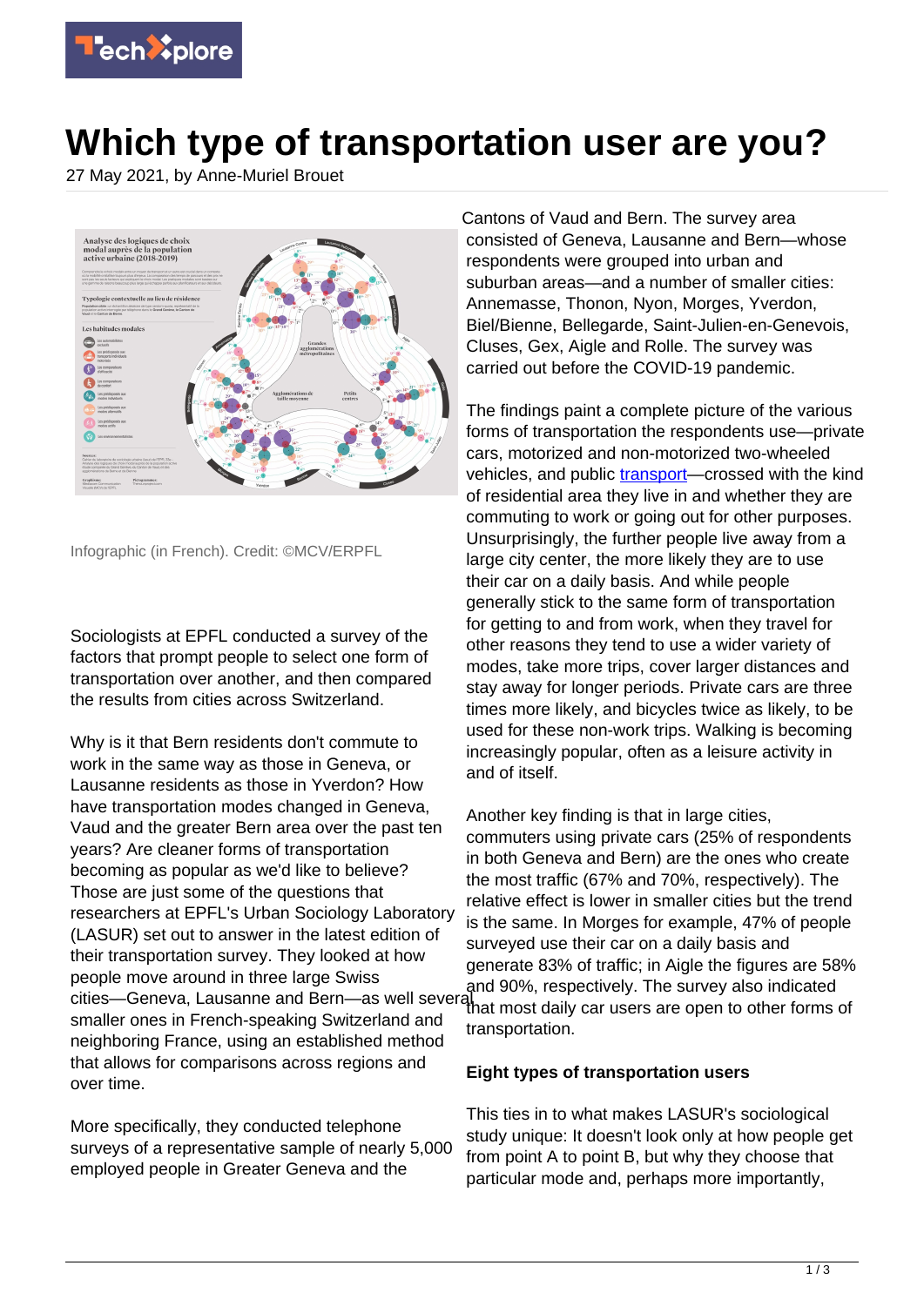# Which type of transportation user are you?

27 May 2021, by Anne-Muriel Brouet

Infographic (in French). Credit: ©MCV/ERPFL

Sociologists at EPFL conducted a survey of the factors that prompt people to select one form of transportation over another, and then compared the results from cities across Switzerland.

Why is it that Bern residents don't commute to work in the same way as those in Geneva, or Lausanne residents as those in Yverdon? How have transportation modes changed in Geneva, Vaud and the greater Bern area over the past ten years? Are cleaner forms of transportation becoming as popular as we'd like to believe? Those are just some of the questions that researchers at EPFL's Urban Sociology Laboratory (LASUR) set out to answer in the latest edition of their transportation survey. They looked at how people move around in three large Swiss cities—Geneva, Lausanne and Bern—as well several smaller ones in French-speaking Switzerland and neighboring France, using an established method that allows for comparisons across regions and over time.

More specifically, they conducted telephone surveys of a representative sample of nearly 5,000 employed people in Greater Geneva and the Cantons of Vaud and Bern. The survey area consisted of Geneva, Lausanne and Bern—whose respondents were grouped into urban and suburban areas—and a number of smaller cities: Annemasse, Thonon, Nyon, Morges, Yverdon, Biel/Bienne, Bellegarde, Saint-Julien-en-Genevois, Cluses, Gex, Aigle and Rolle. The survey was carried out before the COVID-19 pandemic.

The findings paint a complete picture of the various forms of transportation the respondents use—private cars, motorized and non-motorized two-wheeled vehicles, and public transport—crossed with the kind of residential area they live in and whether they are commuting to work or going out for other purposes. Unsurprisingly, the further people live away from a large city center, the more likely they are to use their car on a daily basis. And while people generally stick to the same form of transportation for getting to and from work, when they travel for other reasons they tend to use a wider variety of modes, take more trips, cover larger distances and stay away for longer periods. Private cars are three times more likely, and bicycles twice as likely, to be used for these non-work trips. Walking is becoming increasingly popular, often as a leisure activity in and of itself.

Another key finding is that in large cities, commuters using private cars (25% of respondents in both Geneva and Bern) are the ones who create the most traffic (67% and 70%, respectively). The relative effect is lower in smaller cities but the trend is the same. In Morges for example, 47% of people surveyed use their car on a daily basis and generate 83% of traffic; in Aigle the figures are 58% and 90%, respectively. The survey also indicated that most daily car users are open to other forms of transportation.

### Eight types of transportation users

This ties in to what makes LASUR's sociological study unique: It doesn't look only at how people get from point A to point B, but why they choose that particular mode and, perhaps more importantly,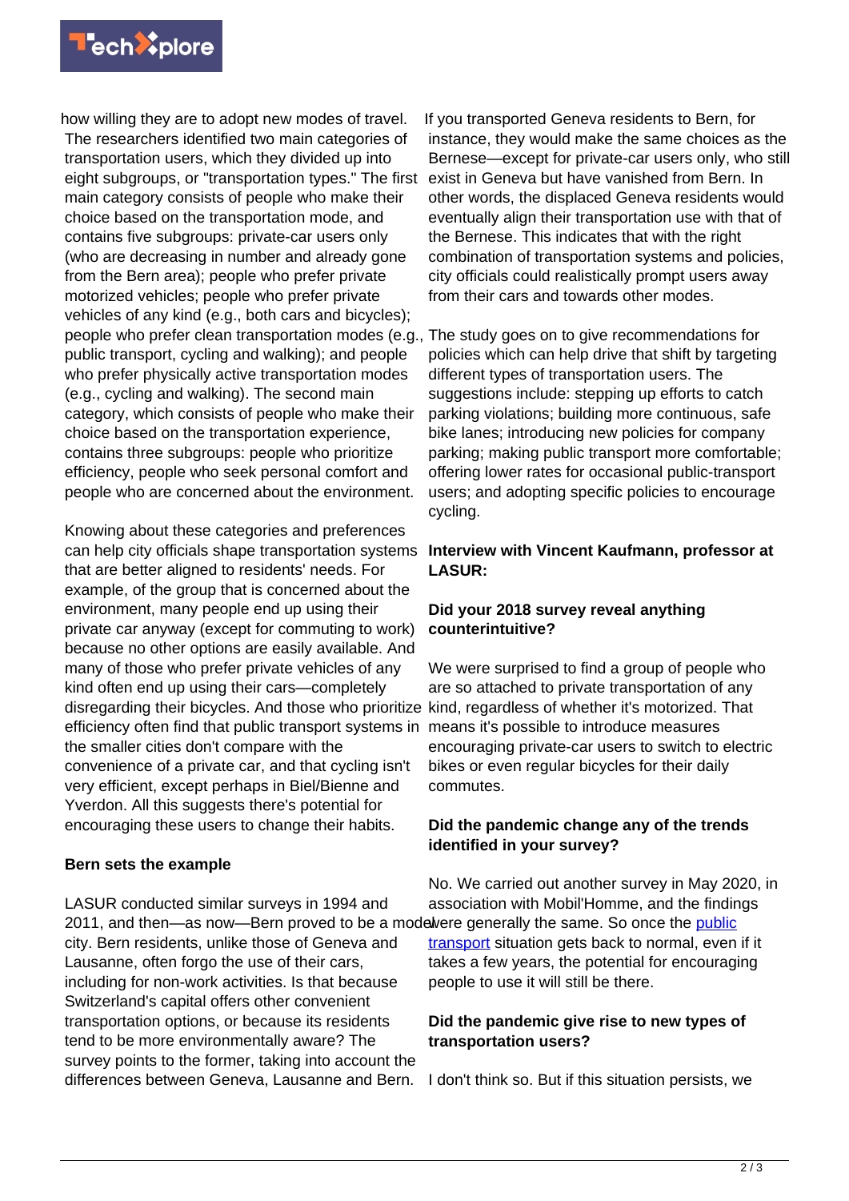how willing they are to adopt new modes of travel. The researchers identified two main categories of transportation users, which they divided up into eight subgroups, or "transportation types." The first main category consists of people who make their choice based on the transportation mode, and contains five subgroups: private-car users only (who are decreasing in number and already gone from the Bern area); people who prefer private motorized vehicles; people who prefer private vehicles of any kind (e.g., both cars and bicycles); people who prefer clean transportation modes (e.g., public transport, cycling and walking); and people who prefer physically active transportation modes (e.g., cycling and walking). The second main category, which consists of people who make their choice based on the transportation experience, contains three subgroups: people who prioritize efficiency, people who seek personal comfort and people who are concerned about the environment.

Knowing about these categories and preferences can help city officials shape transportation systems that are better aligned to residents' needs. For example, of the group that is concerned about the environment, many people end up using their private car anyway (except for commuting to work) because no other options are easily available. And many of those who prefer private vehicles of any kind often end up using their cars—completely disregarding their bicycles. And those who prioritize efficiency often find that public transport systems in the smaller cities don't compare with the convenience of a private car, and that cycling isn't very efficient, except perhaps in Biel/Bienne and Yverdon. All this suggests there's potential for encouraging these users to change their habits.

**Bern sets the example**

LASUR conducted similar surveys in 1994 and 2011, and then—as now—Bern proved to be a model city. Bern residents, unlike those of Geneva and Lausanne, often forgo the use of their cars, including for non-work activities. Is that because Switzerland's capital offers other convenient transportation options, or because its residents tend to be more environmentally aware? The survey points to the former, taking into account the differences between Geneva, Lausanne and Bern. If you transported Geneva residents to Bern, for instance, they would make the same choices as the Bernese—except for private-car users only, who still exist in Geneva but have vanished from Bern. In other words, the displaced Geneva residents would eventually align their transportation use with that of the Bernese. This indicates that with the right combination of transportation systems and policies, city officials could realistically prompt users away from their cars and towards other modes.

The study goes on to give recommendations for policies which can help drive that shift by targeting different types of transportation users. The suggestions include: stepping up efforts to catch parking violations; building more continuous, safe bike lanes; introducing new policies for company parking; making public transport more comfortable; offering lower rates for occasional public-transport users; and adopting specific policies to encourage cycling.

**Interview with Vincent Kaufmann, professor at LASUR:**

**Did your 2018 survey reveal anything counterintuitive?**

We were surprised to find a group of people who are so attached to private transportation of any kind, regardless of whether it's motorized. That means it's possible to introduce measures encouraging private-car users to switch to electric bikes or even regular bicycles for their daily commutes.

**Did the pandemic change any of the trends identified in your survey?**

No. We carried out another survey in May 2020, in association with Mobil'Homme, and the findings were generally the same. So once the public transport situation gets back to normal, even if it takes a few years, the potential for encouraging people to use it will still be there.

**Did the pandemic give rise to new types of transportation users?**

I don't think so. But if this situation persists, we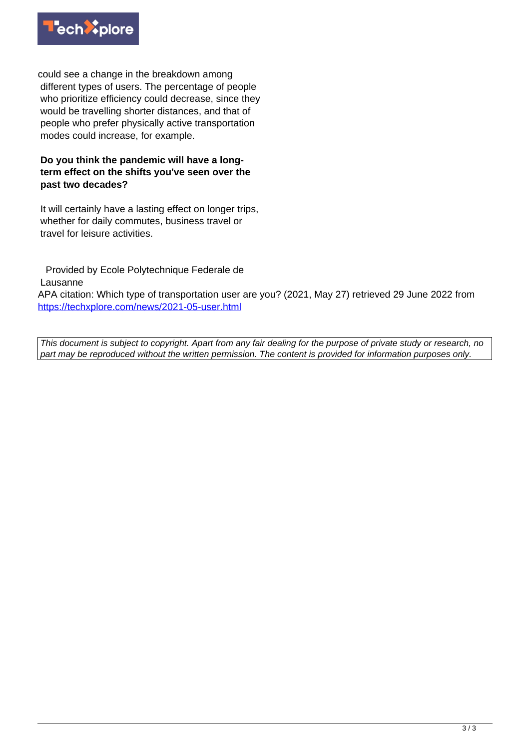could see a change in the breakdown among different types of users. The percentage of people who prioritize efficiency could decrease, since they would be travelling shorter distances, and that of people who prefer physically active transportation modes could increase, for example.

**Do you think the pandemic will have a long-term effect on the shifts you've seen over the past two decades?**

It will certainly have a lasting effect on longer trips, whether for daily commutes, business travel or travel for leisure activities.

Provided by Ecole Polytechnique Federale de Lausanne

APA citation: Which type of transportation user are you? (2021, May 27) retrieved 29 June 2022 from https://techxplore.com/news/2021-05-user.html

*This document is subject to copyright. Apart from any fair dealing for the purpose of private study or research, no part may be reproduced without the written permission. The content is provided for information purposes only.*